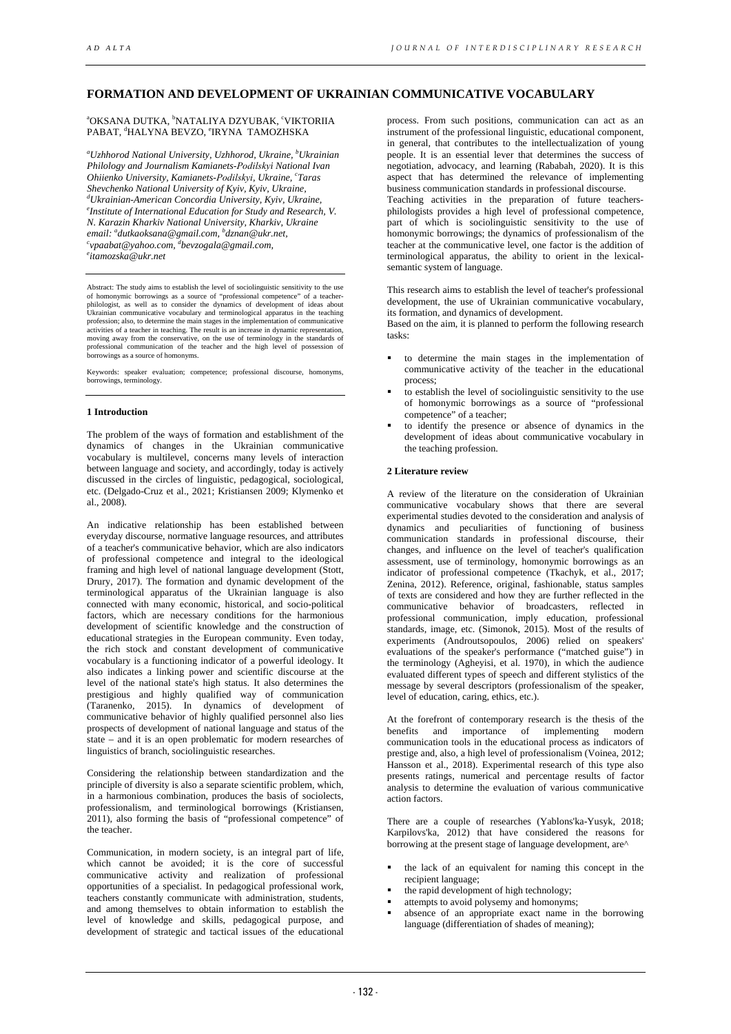# FORMATION AND DEVELOPMENT OF UKRAINIAN COMMUNICATIVE VOCABULARY

[a]OKSANA DUTKA, [b]NATALIYA DZYUBAK, [c]VIKTORIIA PABAT, [d]HALYNA BEVZO, [e]IRYNA TAMOZHSKA

*[a]Uzhhorod National University, Uzhhorod, Ukraine, [b]Ukrainian Philology and Journalism Kamianets-Podilskyi National Ivan Ohiienko University, Kamianets-Podilskyi, Ukraine, [c]Taras Shevchenko National University of Kyiv, Kyiv, Ukraine, [d]Ukrainian-American Concordia University, Kyiv, Ukraine, [e]Institute of International Education for Study and Research, V. N. Karazin Kharkiv National University, Kharkiv, Ukraine*
*email: [a]dutkaoksana@gmail.com, [b]dznan@ukr.net, [c]vpaabat@yahoo.com, [d]bevzogala@gmail.com, [e]itamozska@ukr.net*

Abstract: The study aims to establish the level of sociolinguistic sensitivity to the use of homonymic borrowings as a source of "professional competence" of a teacher-philologist, as well as to consider the dynamics of development of ideas about Ukrainian communicative vocabulary and terminological apparatus in the teaching profession; also, to determine the main stages in the implementation of communicative activities of a teacher in teaching. The result is an increase in dynamic representation, moving away from the conservative, on the use of terminology in the standards of professional communication of the teacher and the high level of possession of borrowings as a source of homonyms.

Keywords: speaker evaluation; competence; professional discourse, homonyms, borrowings, terminology.

## 1 Introduction

The problem of the ways of formation and establishment of the dynamics of changes in the Ukrainian communicative vocabulary is multilevel, concerns many levels of interaction between language and society, and accordingly, today is actively discussed in the circles of linguistic, pedagogical, sociological, etc. (Delgado-Cruz et al., 2021; Kristiansen 2009; Klymenko et al., 2008).

An indicative relationship has been established between everyday discourse, normative language resources, and attributes of a teacher's communicative behavior, which are also indicators of professional competence and integral to the ideological framing and high level of national language development (Stott, Drury, 2017). The formation and dynamic development of the terminological apparatus of the Ukrainian language is also connected with many economic, historical, and socio-political factors, which are necessary conditions for the harmonious development of scientific knowledge and the construction of educational strategies in the European community. Even today, the rich stock and constant development of communicative vocabulary is a functioning indicator of a powerful ideology. It also indicates a linking power and scientific discourse at the level of the national state's high status. It also determines the prestigious and highly qualified way of communication (Taranenko, 2015). In dynamics of development of communicative behavior of highly qualified personnel also lies prospects of development of national language and status of the state – and it is an open problematic for modern researches of linguistics of branch, sociolinguistic researches.

Considering the relationship between standardization and the principle of diversity is also a separate scientific problem, which, in a harmonious combination, produces the basis of sociolects, professionalism, and terminological borrowings (Kristiansen, 2011), also forming the basis of "professional competence" of the teacher.

Communication, in modern society, is an integral part of life, which cannot be avoided; it is the core of successful communicative activity and realization of professional opportunities of a specialist. In pedagogical professional work, teachers constantly communicate with administration, students, and among themselves to obtain information to establish the level of knowledge and skills, pedagogical purpose, and development of strategic and tactical issues of the educational process. From such positions, communication can act as an instrument of the professional linguistic, educational component, in general, that contributes to the intellectualization of young people. It is an essential lever that determines the success of negotiation, advocacy, and learning (Rababah, 2020). It is this aspect that has determined the relevance of implementing business communication standards in professional discourse.

Teaching activities in the preparation of future teachers-philologists provides a high level of professional competence, part of which is sociolinguistic sensitivity to the use of homonymic borrowings; the dynamics of professionalism of the teacher at the communicative level, one factor is the addition of terminological apparatus, the ability to orient in the lexical-semantic system of language.

This research aims to establish the level of teacher's professional development, the use of Ukrainian communicative vocabulary, its formation, and dynamics of development.

Based on the aim, it is planned to perform the following research tasks:

- to determine the main stages in the implementation of communicative activity of the teacher in the educational process;
- to establish the level of sociolinguistic sensitivity to the use of homonymic borrowings as a source of "professional competence" of a teacher;
- to identify the presence or absence of dynamics in the development of ideas about communicative vocabulary in the teaching profession.

## 2 Literature review

A review of the literature on the consideration of Ukrainian communicative vocabulary shows that there are several experimental studies devoted to the consideration and analysis of dynamics and peculiarities of functioning of business communication standards in professional discourse, their changes, and influence on the level of teacher's qualification assessment, use of terminology, homonymic borrowings as an indicator of professional competence (Tkachyk, et al., 2017; Zenina, 2012). Reference, original, fashionable, status samples of texts are considered and how they are further reflected in the communicative behavior of broadcasters, reflected in professional communication, imply education, professional standards, image, etc. (Simonok, 2015). Most of the results of experiments (Androutsopoulos, 2006) relied on speakers' evaluations of the speaker's performance ("matched guise") in the terminology (Agheyisi, et al. 1970), in which the audience evaluated different types of speech and different stylistics of the message by several descriptors (professionalism of the speaker, level of education, caring, ethics, etc.).

At the forefront of contemporary research is the thesis of the benefits and importance of implementing modern communication tools in the educational process as indicators of prestige and, also, a high level of professionalism (Voinea, 2012; Hansson et al., 2018). Experimental research of this type also presents ratings, numerical and percentage results of factor analysis to determine the evaluation of various communicative action factors.

There are a couple of researches (Yablons'ka-Yusyk, 2018; Karpilovs'ka, 2012) that have considered the reasons for borrowing at the present stage of language development, are^

- the lack of an equivalent for naming this concept in the recipient language;
- the rapid development of high technology;
- attempts to avoid polysemy and homonyms;
- absence of an appropriate exact name in the borrowing language (differentiation of shades of meaning);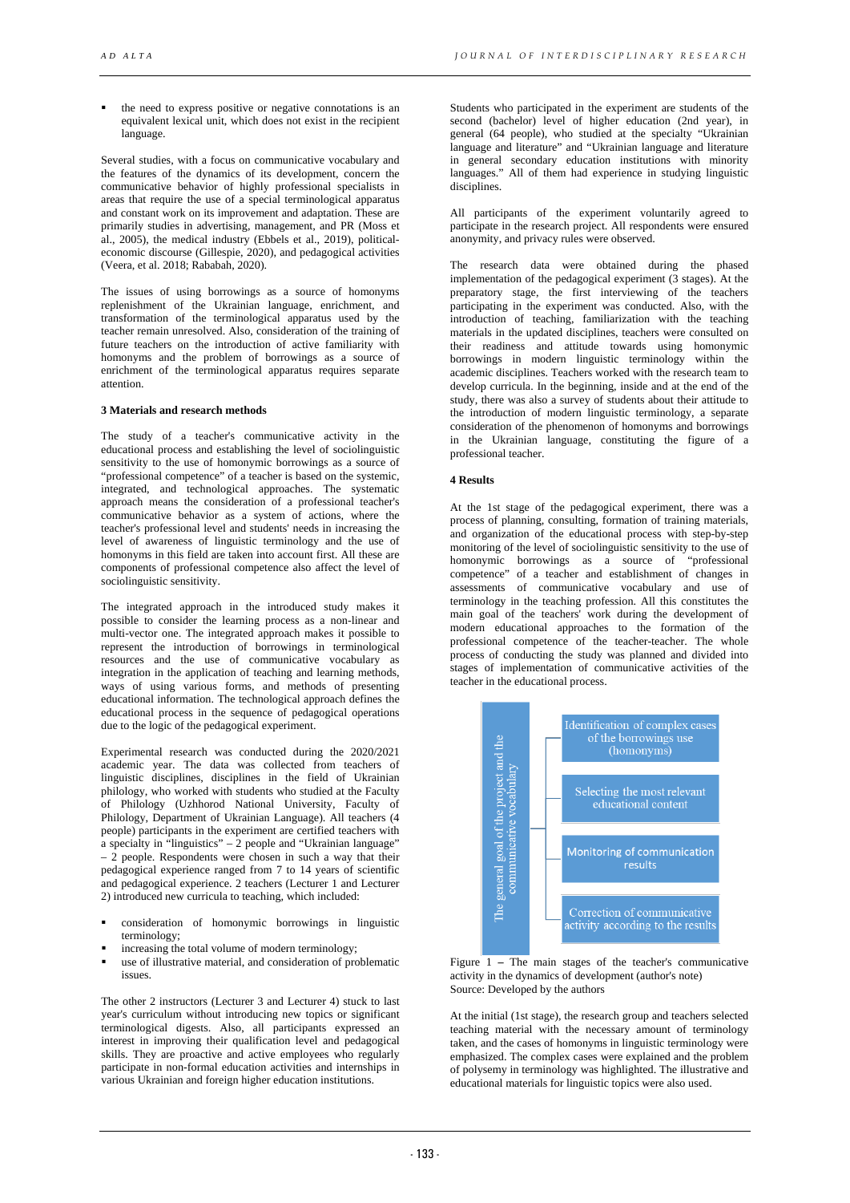- the need to express positive or negative connotations is an equivalent lexical unit, which does not exist in the recipient language.

Several studies, with a focus on communicative vocabulary and the features of the dynamics of its development, concern the communicative behavior of highly professional specialists in areas that require the use of a special terminological apparatus and constant work on its improvement and adaptation. These are primarily studies in advertising, management, and PR (Moss et al., 2005), the medical industry (Ebbels et al., 2019), political-economic discourse (Gillespie, 2020), and pedagogical activities (Veera, et al. 2018; Rababah, 2020).

The issues of using borrowings as a source of homonyms replenishment of the Ukrainian language, enrichment, and transformation of the terminological apparatus used by the teacher remain unresolved. Also, consideration of the training of future teachers on the introduction of active familiarity with homonyms and the problem of borrowings as a source of enrichment of the terminological apparatus requires separate attention.

## 3 Materials and research methods

The study of a teacher's communicative activity in the educational process and establishing the level of sociolinguistic sensitivity to the use of homonymic borrowings as a source of "professional competence" of a teacher is based on the systemic, integrated, and technological approaches. The systematic approach means the consideration of a professional teacher's communicative behavior as a system of actions, where the teacher's professional level and students' needs in increasing the level of awareness of linguistic terminology and the use of homonyms in this field are taken into account first. All these are components of professional competence also affect the level of sociolinguistic sensitivity.

The integrated approach in the introduced study makes it possible to consider the learning process as a non-linear and multi-vector one. The integrated approach makes it possible to represent the introduction of borrowings in terminological resources and the use of communicative vocabulary as integration in the application of teaching and learning methods, ways of using various forms, and methods of presenting educational information. The technological approach defines the educational process in the sequence of pedagogical operations due to the logic of the pedagogical experiment.

Experimental research was conducted during the 2020/2021 academic year. The data was collected from teachers of linguistic disciplines, disciplines in the field of Ukrainian philology, who worked with students who studied at the Faculty of Philology (Uzhhorod National University, Faculty of Philology, Department of Ukrainian Language). All teachers (4 people) participants in the experiment are certified teachers with a specialty in "linguistics" – 2 people and "Ukrainian language" – 2 people. Respondents were chosen in such a way that their pedagogical experience ranged from 7 to 14 years of scientific and pedagogical experience. 2 teachers (Lecturer 1 and Lecturer 2) introduced new curricula to teaching, which included:

- consideration of homonymic borrowings in linguistic terminology;
- increasing the total volume of modern terminology;
- use of illustrative material, and consideration of problematic issues.

The other 2 instructors (Lecturer 3 and Lecturer 4) stuck to last year's curriculum without introducing new topics or significant terminological digests. Also, all participants expressed an interest in improving their qualification level and pedagogical skills. They are proactive and active employees who regularly participate in non-formal education activities and internships in various Ukrainian and foreign higher education institutions.

Students who participated in the experiment are students of the second (bachelor) level of higher education (2nd year), in general (64 people), who studied at the specialty "Ukrainian language and literature" and "Ukrainian language and literature in general secondary education institutions with minority languages." All of them had experience in studying linguistic disciplines.

All participants of the experiment voluntarily agreed to participate in the research project. All respondents were ensured anonymity, and privacy rules were observed.

The research data were obtained during the phased implementation of the pedagogical experiment (3 stages). At the preparatory stage, the first interviewing of the teachers participating in the experiment was conducted. Also, with the introduction of teaching, familiarization with the teaching materials in the updated disciplines, teachers were consulted on their readiness and attitude towards using homonymic borrowings in modern linguistic terminology within the academic disciplines. Teachers worked with the research team to develop curricula. In the beginning, inside and at the end of the study, there was also a survey of students about their attitude to the introduction of modern linguistic terminology, a separate consideration of the phenomenon of homonyms and borrowings in the Ukrainian language, constituting the figure of a professional teacher.

## 4 Results

At the 1st stage of the pedagogical experiment, there was a process of planning, consulting, formation of training materials, and organization of the educational process with step-by-step monitoring of the level of sociolinguistic sensitivity to the use of homonymic borrowings as a source of "professional competence" of a teacher and establishment of changes in assessments of communicative vocabulary and use of terminology in the teaching profession. All this constitutes the main goal of the teachers' work during the development of modern educational approaches to the formation of the professional competence of the teacher-teacher. The whole process of conducting the study was planned and divided into stages of implementation of communicative activities of the teacher in the educational process.

The general goal of the project and the communicative vocabulary

- Identification of complex cases of the borrowings use (homonyms)
- Selecting the most relevant educational content
- Monitoring of communication results
- Correction of communicative activity according to the results

Figure 1 – The main stages of the teacher's communicative activity in the dynamics of development (author's note)
Source: Developed by the authors

At the initial (1st stage), the research group and teachers selected teaching material with the necessary amount of terminology taken, and the cases of homonyms in linguistic terminology were emphasized. The complex cases were explained and the problem of polysemy in terminology was highlighted. The illustrative and educational materials for linguistic topics were also used.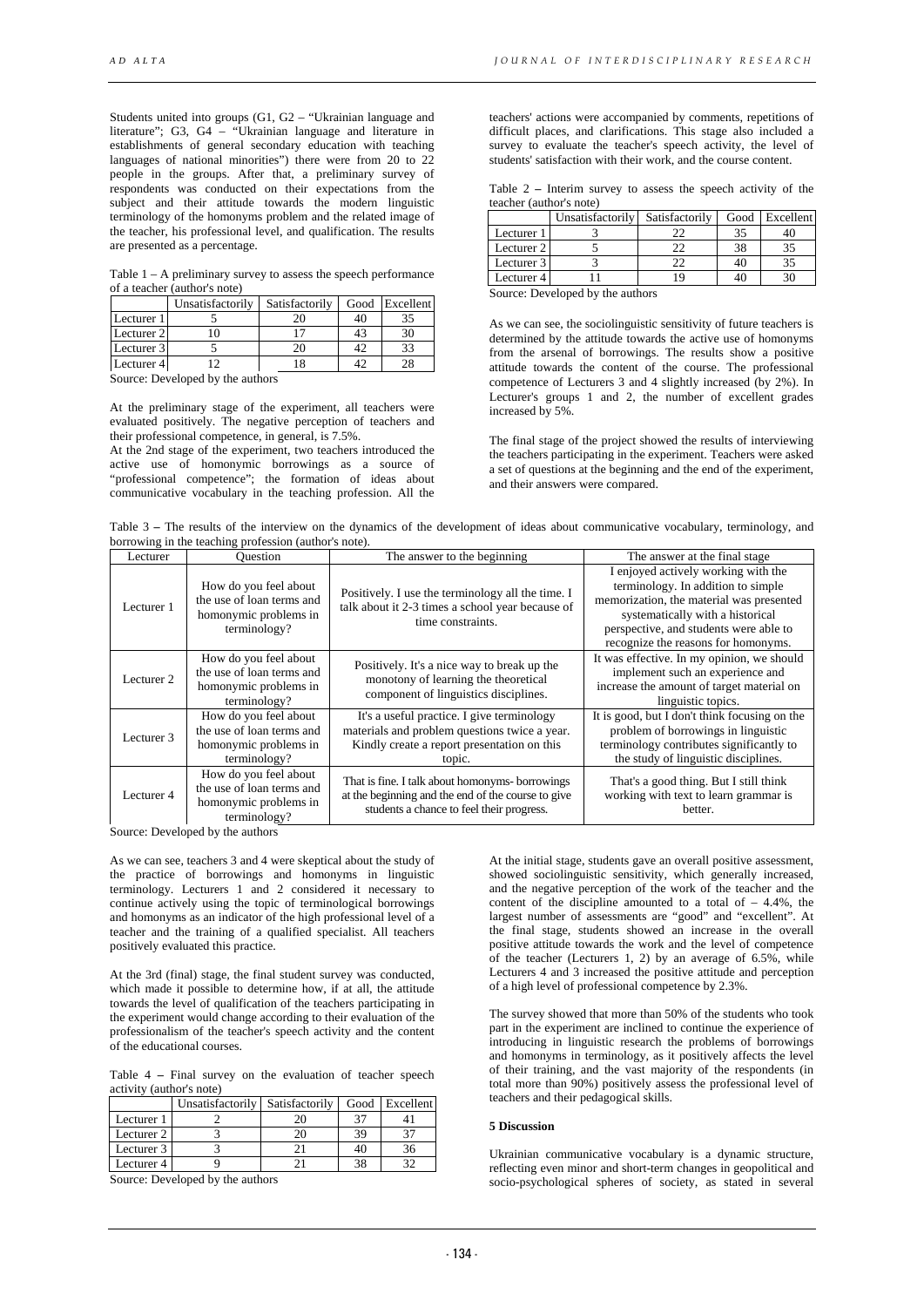Students united into groups (G1, G2 – "Ukrainian language and literature"; G3, G4 – "Ukrainian language and literature in establishments of general secondary education with teaching languages of national minorities") there were from 20 to 22 people in the groups. After that, a preliminary survey of respondents was conducted on their expectations from the subject and their attitude towards the modern linguistic terminology of the homonyms problem and the related image of the teacher, his professional level, and qualification. The results are presented as a percentage.

Table 1 – A preliminary survey to assess the speech performance of a teacher (author's note)

| | Unsatisfactorily | Satisfactorily | Good | Excellent |
|---|---|---|---|---|
| Lecturer 1 | 5 | 20 | 40 | 35 |
| Lecturer 2 | 10 | 17 | 43 | 30 |
| Lecturer 3 | 5 | 20 | 42 | 33 |
| Lecturer 4 | 12 | 18 | 42 | 28 |

Source: Developed by the authors

At the preliminary stage of the experiment, all teachers were evaluated positively. The negative perception of teachers and their professional competence, in general, is 7.5%.

At the 2nd stage of the experiment, two teachers introduced the active use of homonymic borrowings as a source of "professional competence"; the formation of ideas about communicative vocabulary in the teaching profession. All the teachers' actions were accompanied by comments, repetitions of difficult places, and clarifications. This stage also included a survey to evaluate the teacher's speech activity, the level of students' satisfaction with their work, and the course content.

Table 2 – Interim survey to assess the speech activity of the teacher (author's note)

| | Unsatisfactorily | Satisfactorily | Good | Excellent |
|---|---|---|---|---|
| Lecturer 1 | 3 | 22 | 35 | 40 |
| Lecturer 2 | 5 | 22 | 38 | 35 |
| Lecturer 3 | 3 | 22 | 40 | 35 |
| Lecturer 4 | 11 | 19 | 40 | 30 |

Source: Developed by the authors

As we can see, the sociolinguistic sensitivity of future teachers is determined by the attitude towards the active use of homonyms from the arsenal of borrowings. The results show a positive attitude towards the content of the course. The professional competence of Lecturers 3 and 4 slightly increased (by 2%). In Lecturer's groups 1 and 2, the number of excellent grades increased by 5%.

The final stage of the project showed the results of interviewing the teachers participating in the experiment. Teachers were asked a set of questions at the beginning and the end of the experiment, and their answers were compared.

Table 3 – The results of the interview on the dynamics of the development of ideas about communicative vocabulary, terminology, and borrowing in the teaching profession (author's note).

| Lecturer | Question | The answer to the beginning | The answer at the final stage |
|---|---|---|---|
| Lecturer 1 | How do you feel about the use of loan terms and homonymic problems in terminology? | Positively. I use the terminology all the time. I talk about it 2-3 times a school year because of time constraints. | I enjoyed actively working with the terminology. In addition to simple memorization, the material was presented systematically with a historical perspective, and students were able to recognize the reasons for homonyms. |
| Lecturer 2 | How do you feel about the use of loan terms and homonymic problems in terminology? | Positively. It's a nice way to break up the monotony of learning the theoretical component of linguistics disciplines. | It was effective. In my opinion, we should implement such an experience and increase the amount of target material on linguistic topics. |
| Lecturer 3 | How do you feel about the use of loan terms and homonymic problems in terminology? | It's a useful practice. I give terminology materials and problem questions twice a year. Kindly create a report presentation on this topic. | It is good, but I don't think focusing on the problem of borrowings in linguistic terminology contributes significantly to the study of linguistic disciplines. |
| Lecturer 4 | How do you feel about the use of loan terms and homonymic problems in terminology? | That is fine. I talk about homonyms- borrowings at the beginning and the end of the course to give students a chance to feel their progress. | That's a good thing. But I still think working with text to learn grammar is better. |

Source: Developed by the authors

As we can see, teachers 3 and 4 were skeptical about the study of the practice of borrowings and homonyms in linguistic terminology. Lecturers 1 and 2 considered it necessary to continue actively using the topic of terminological borrowings and homonyms as an indicator of the high professional level of a teacher and the training of a qualified specialist. All teachers positively evaluated this practice.

At the 3rd (final) stage, the final student survey was conducted, which made it possible to determine how, if at all, the attitude towards the level of qualification of the teachers participating in the experiment would change according to their evaluation of the professionalism of the teacher's speech activity and the content of the educational courses.

Table 4 – Final survey on the evaluation of teacher speech activity (author's note)

| | Unsatisfactorily | Satisfactorily | Good | Excellent |
|---|---|---|---|---|
| Lecturer 1 | 2 | 20 | 37 | 41 |
| Lecturer 2 | 3 | 20 | 39 | 37 |
| Lecturer 3 | 3 | 21 | 40 | 36 |
| Lecturer 4 | 9 | 21 | 38 | 32 |

Source: Developed by the authors

At the initial stage, students gave an overall positive assessment, showed sociolinguistic sensitivity, which generally increased, and the negative perception of the work of the teacher and the content of the discipline amounted to a total of – 4.4%, the largest number of assessments are "good" and "excellent". At the final stage, students showed an increase in the overall positive attitude towards the work and the level of competence of the teacher (Lecturers 1, 2) by an average of 6.5%, while Lecturers 4 and 3 increased the positive attitude and perception of a high level of professional competence by 2.3%.

The survey showed that more than 50% of the students who took part in the experiment are inclined to continue the experience of introducing in linguistic research the problems of borrowings and homonyms in terminology, as it positively affects the level of their training, and the vast majority of the respondents (in total more than 90%) positively assess the professional level of teachers and their pedagogical skills.

## 5 Discussion

Ukrainian communicative vocabulary is a dynamic structure, reflecting even minor and short-term changes in geopolitical and socio-psychological spheres of society, as stated in several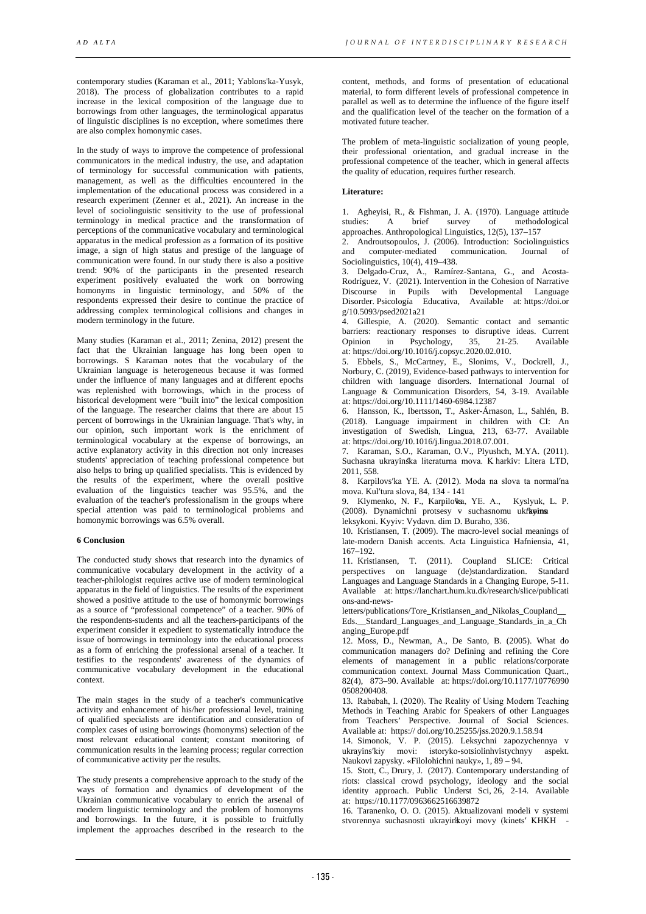contemporary studies (Karaman et al., 2011; Yablons'ka-Yusyk, 2018). The process of globalization contributes to a rapid increase in the lexical composition of the language due to borrowings from other languages, the terminological apparatus of linguistic disciplines is no exception, where sometimes there are also complex homonymic cases.

In the study of ways to improve the competence of professional communicators in the medical industry, the use, and adaptation of terminology for successful communication with patients, management, as well as the difficulties encountered in the implementation of the educational process was considered in a research experiment (Zenner et al., 2021). An increase in the level of sociolinguistic sensitivity to the use of professional terminology in medical practice and the transformation of perceptions of the communicative vocabulary and terminological apparatus in the medical profession as a formation of its positive image, a sign of high status and prestige of the language of communication were found. In our study there is also a positive trend: 90% of the participants in the presented research experiment positively evaluated the work on borrowing homonyms in linguistic terminology, and 50% of the respondents expressed their desire to continue the practice of addressing complex terminological collisions and changes in modern terminology in the future.

Many studies (Karaman et al., 2011; Zenina, 2012) present the fact that the Ukrainian language has long been open to borrowings. S Karaman notes that the vocabulary of the Ukrainian language is heterogeneous because it was formed under the influence of many languages and at different epochs was replenished with borrowings, which in the process of historical development were "built into" the lexical composition of the language. The researcher claims that there are about 15 percent of borrowings in the Ukrainian language. That's why, in our opinion, such important work is the enrichment of terminological vocabulary at the expense of borrowings, an active explanatory activity in this direction not only increases students' appreciation of teaching professional competence but also helps to bring up qualified specialists. This is evidenced by the results of the experiment, where the overall positive evaluation of the linguistics teacher was 95.5%, and the evaluation of the teacher's professionalism in the groups where special attention was paid to terminological problems and homonymic borrowings was 6.5% overall.

#### 6 Conclusion

The conducted study shows that research into the dynamics of communicative vocabulary development in the activity of a teacher-philologist requires active use of modern terminological apparatus in the field of linguistics. The results of the experiment showed a positive attitude to the use of homonymic borrowings as a source of "professional competence" of a teacher. 90% of the respondents-students and all the teachers-participants of the experiment consider it expedient to systematically introduce the issue of borrowings in terminology into the educational process as a form of enriching the professional arsenal of a teacher. It testifies to the respondents' awareness of the dynamics of communicative vocabulary development in the educational context.

The main stages in the study of a teacher's communicative activity and enhancement of his/her professional level, training of qualified specialists are identification and consideration of complex cases of using borrowings (homonyms) selection of the most relevant educational content; constant monitoring of communication results in the learning process; regular correction of communicative activity per the results.

The study presents a comprehensive approach to the study of the ways of formation and dynamics of development of the Ukrainian communicative vocabulary to enrich the arsenal of modern linguistic terminology and the problem of homonyms and borrowings. In the future, it is possible to fruitfully implement the approaches described in the research to the content, methods, and forms of presentation of educational material, to form different levels of professional competence in parallel as well as to determine the influence of the figure itself and the qualification level of the teacher on the formation of a motivated future teacher.

The problem of meta-linguistic socialization of young people, their professional orientation, and gradual increase in the professional competence of the teacher, which in general affects the quality of education, requires further research.

**Literature:**

1. Agheyisi, R., & Fishman, J. A. (1970). Language attitude studies: A brief survey of methodological approaches. Anthropological Linguistics, 12(5), 137–157
2. Androutsopoulos, J. (2006). Introduction: Sociolinguistics and computer-mediated communication. Journal of Sociolinguistics, 10(4), 419–438.
3. Delgado-Cruz, A., Ramírez-Santana, G., and Acosta-Rodríguez, V. (2021). Intervention in the Cohesion of Narrative Discourse in Pupils with Developmental Language Disorder. Psicología Educativa, Available at: https://doi.org/10.5093/psed2021a21
4. Gillespie, A. (2020). Semantic contact and semantic barriers: reactionary responses to disruptive ideas. Current Opinion in Psychology, 35, 21-25. Available at: https://doi.org/10.1016/j.copsyc.2020.02.010.
5. Ebbels, S., McCartney, E., Slonims, V., Dockrell, J., Norbury, C. (2019), Evidence-based pathways to intervention for children with language disorders. International Journal of Language & Communication Disorders, 54, 3-19. Available at: https://doi.org/10.1111/1460-6984.12387
6. Hansson, K., Ibertsson, T., Asker-Árnason, L., Sahlén, B. (2018). Language impairment in children with CI: An investigation of Swedish, Lingua, 213, 63-77. Available at: https://doi.org/10.1016/j.lingua.2018.07.001.
7. Karaman, S.O., Karaman, O.V., Plyushch, M.YA. (2011). Suchasna ukrayinśka literaturna mova. K harkiv: Litera LTD, 2011, 558.
8. Karpilovs′ka YE. A. (2012). Moda na slova ta normal′na mova. Kul′tura slova, 84, 134 - 141
9. Klymenko, N. F., Karpilovśka, YE. A., Kyslyuk, L. P. (2008). Dynamichni protsesy v suchasnomu ukrayinśkomu leksykoni. Kyyiv: Vydavn. dim D. Buraho, 336.
10. Kristiansen, T. (2009). The macro-level social meanings of late-modern Danish accents. Acta Linguistica Hafniensia, 41, 167–192.
11. Kristiansen, T. (2011). Coupland SLICE: Critical perspectives on language (de)standardization. Standard Languages and Language Standards in a Changing Europe, 5-11. Available at: https://lanchart.hum.ku.dk/research/slice/publications-and-news-letters/publications/Tore_Kristiansen_and_Nikolas_Coupland__Eds.__Standard_Languages_and_Language_Standards_in_a_Changing_Europe.pdf
12. Moss, D., Newman, A., De Santo, B. (2005). What do communication managers do? Defining and refining the Core elements of management in a public relations/corporate communication context. Journal Mass Communication Quart., 82(4), 873–90. Available at: https://doi.org/10.1177/107769900508200408.
13. Rababah, I. (2020). The Reality of Using Modern Teaching Methods in Teaching Arabic for Speakers of other Languages from Teachers' Perspective. Journal of Social Sciences. Available at: https:// doi.org/10.25255/jss.2020.9.1.58.94
14. Simonok, V. P. (2015). Leksychni zapozychennya v ukrayins′kiy movi: istoryko-sotsiolinhvistychnyy aspekt. Naukovi zapysky. «Filolohichni nauky», 1, 89 – 94.
15. Stott, C., Drury, J. (2017). Contemporary understanding of riots: classical crowd psychology, ideology and the social identity approach. Public Underst Sci, 26, 2-14. Available at: https://10.1177/0963662516639872
16. Taranenko, O. O. (2015). Aktualizovani modeli v systemi stvorennya suchasnosti ukrayinśkoyi movy (kinets′ KHKH -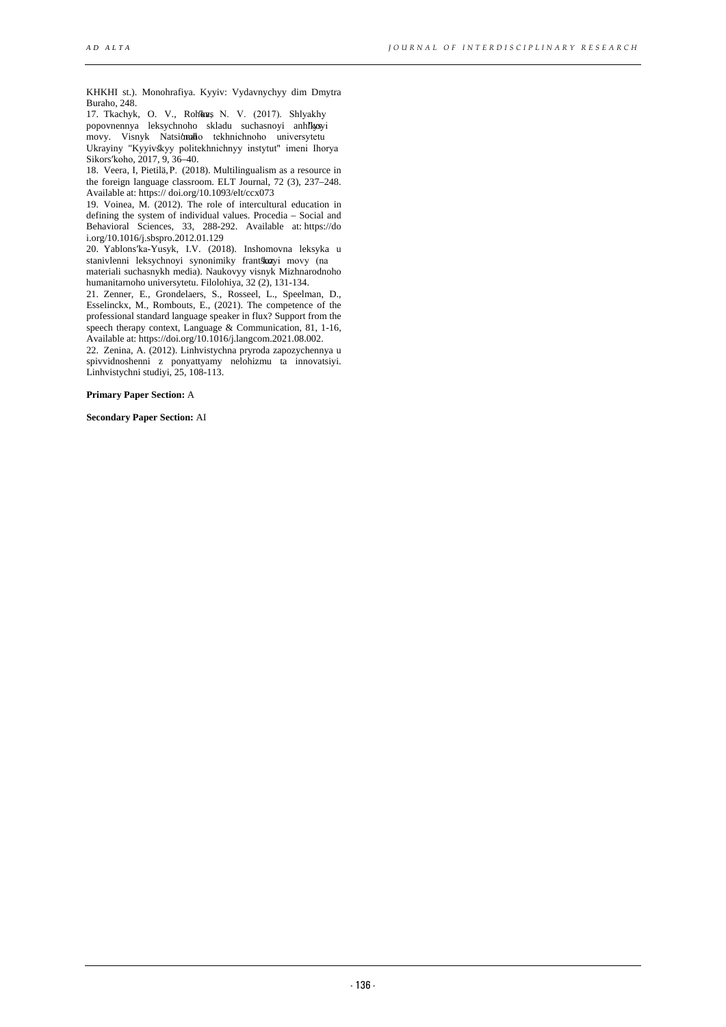KHKHI st.). Monohrafiya. Kyyiv: Vydavnychyy dim Dmytra Buraho, 248.

17. Tkachyk, O. V., Rohva, N. V. (2017). Shlyakhy popovnennya leksychnoho skladu suchasnoyi anhliyskoyi movy. Visnyk Natsionalnoho tekhnichnoho universytetu Ukrayiny "Kyyivskyy politekhnichnyy instytut" imeni Ihorya Sikors'koho, 2017, 9, 36–40.

18. Veera, I, Pietilä, P. (2018). Multilingualism as a resource in the foreign language classroom. ELT Journal, 72 (3), 237–248. Available at: https:// doi.org/10.1093/elt/ccx073

19. Voinea, M. (2012). The role of intercultural education in defining the system of individual values. Procedia – Social and Behavioral Sciences, 33, 288-292. Available at: https://doi.org/10.1016/j.sbspro.2012.01.129

20. Yablons'ka-Yusyk, I.V. (2018). Inshomovna leksyka u stanivlenni leksychnoyi synonimiky frantsuzkoyi movy (na materiali suchasnykh media). Naukovyy visnyk Mizhnarodnoho humanitarnoho universytetu. Filolohiya, 32 (2), 131-134.

21. Zenner, E., Grondelaers, S., Rosseel, L., Speelman, D., Esselinckx, M., Rombouts, E., (2021). The competence of the professional standard language speaker in flux? Support from the speech therapy context, Language & Communication, 81, 1-16, Available at: https://doi.org/10.1016/j.langcom.2021.08.002.

22. Zenina, A. (2012). Linhvistychna pryroda zapozychennya u spivvidnoshenni z ponyattyamy nelohizmu ta innovatsiyi. Linhvistychni studiyi, 25, 108-113.

**Primary Paper Section:** A

**Secondary Paper Section:** AI